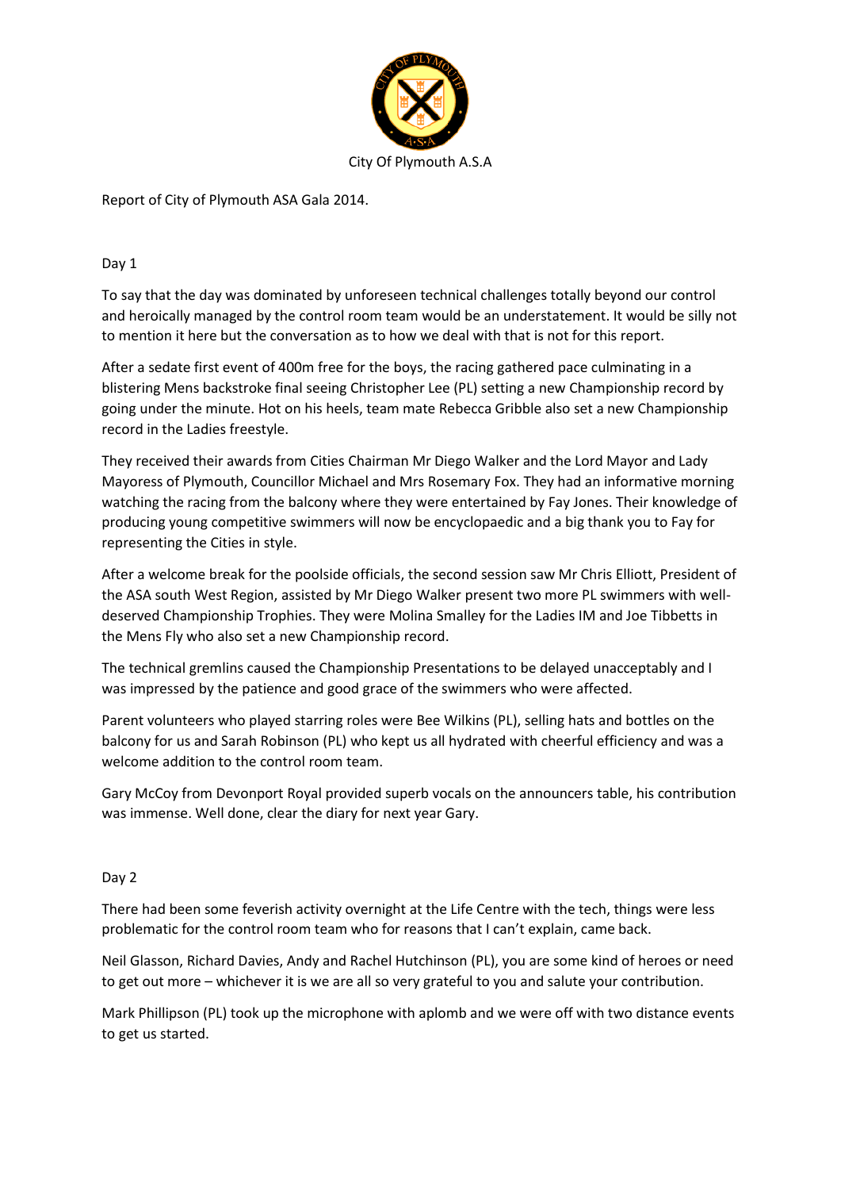City Of Plymouth A.S.A

Report of City of Plymouth ASA Gala 2014.

Day 1

To say that the day was dominated by unforeseen technical challenges totally beyond our control and heroically managed by the control room team would be an understatement. It would be silly not to mention it here but the conversation as to how we deal with that is not for this report.

After a sedate first event of 400m free for the boys, the racing gathered pace culminating in a blistering Mens backstroke final seeing Christopher Lee (PL) setting a new Championship record by going under the minute. Hot on his heels, team mate Rebecca Gribble also set a new Championship record in the Ladies freestyle.

They received their awards from Cities Chairman Mr Diego Walker and the Lord Mayor and Lady Mayoress of Plymouth, Councillor Michael and Mrs Rosemary Fox. They had an informative morning watching the racing from the balcony where they were entertained by Fay Jones. Their knowledge of producing young competitive swimmers will now be encyclopaedic and a big thank you to Fay for representing the Cities in style.

After a welcome break for the poolside officials, the second session saw Mr Chris Elliott, President of the ASA south West Region, assisted by Mr Diego Walker present two more PL swimmers with well-deserved Championship Trophies. They were Molina Smalley for the Ladies IM and Joe Tibbetts in the Mens Fly who also set a new Championship record.

The technical gremlins caused the Championship Presentations to be delayed unacceptably and I was impressed by the patience and good grace of the swimmers who were affected.

Parent volunteers who played starring roles were Bee Wilkins (PL), selling hats and bottles on the balcony for us and Sarah Robinson (PL) who kept us all hydrated with cheerful efficiency and was a welcome addition to the control room team.

Gary McCoy from Devonport Royal provided superb vocals on the announcers table, his contribution was immense. Well done, clear the diary for next year Gary.

Day 2

There had been some feverish activity overnight at the Life Centre with the tech, things were less problematic for the control room team who for reasons that I can't explain, came back.

Neil Glasson, Richard Davies, Andy and Rachel Hutchinson (PL), you are some kind of heroes or need to get out more – whichever it is we are all so very grateful to you and salute your contribution.

Mark Phillipson (PL) took up the microphone with aplomb and we were off with two distance events to get us started.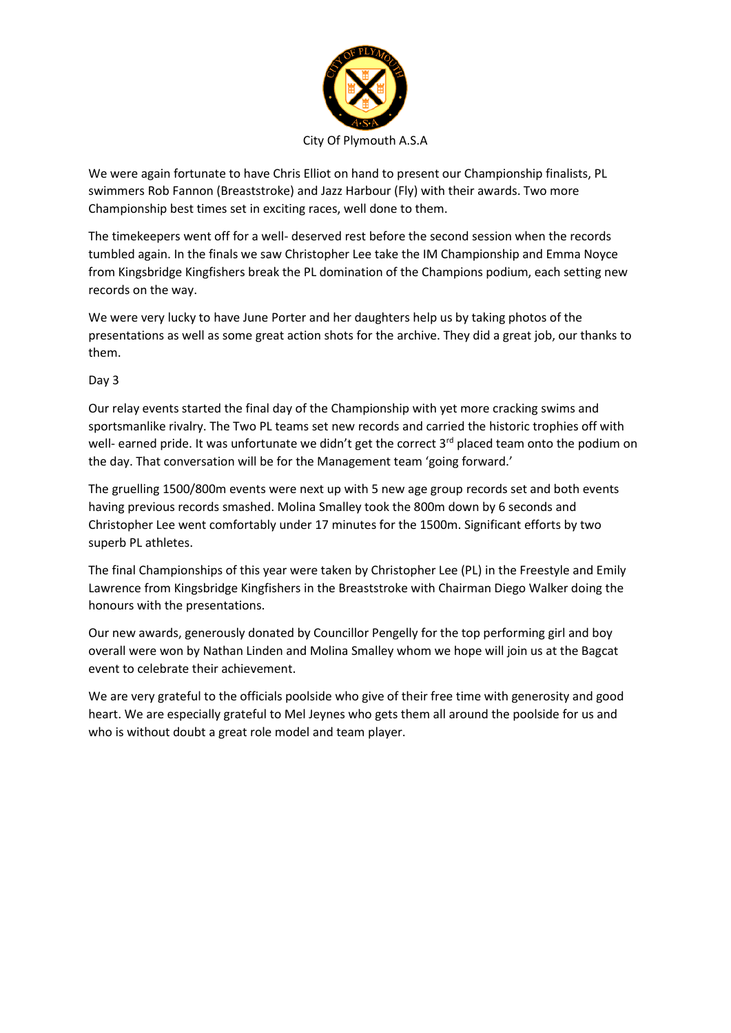City Of Plymouth A.S.A

We were again fortunate to have Chris Elliot on hand to present our Championship finalists, PL swimmers Rob Fannon (Breaststroke) and Jazz Harbour (Fly) with their awards. Two more Championship best times set in exciting races, well done to them.

The timekeepers went off for a well- deserved rest before the second session when the records tumbled again. In the finals we saw Christopher Lee take the IM Championship and Emma Noyce from Kingsbridge Kingfishers break the PL domination of the Champions podium, each setting new records on the way.

We were very lucky to have June Porter and her daughters help us by taking photos of the presentations as well as some great action shots for the archive. They did a great job, our thanks to them.

Day 3

Our relay events started the final day of the Championship with yet more cracking swims and sportsmanlike rivalry. The Two PL teams set new records and carried the historic trophies off with well- earned pride. It was unfortunate we didn't get the correct 3rd placed team onto the podium on the day. That conversation will be for the Management team 'going forward.'

The gruelling 1500/800m events were next up with 5 new age group records set and both events having previous records smashed. Molina Smalley took the 800m down by 6 seconds and Christopher Lee went comfortably under 17 minutes for the 1500m. Significant efforts by two superb PL athletes.

The final Championships of this year were taken by Christopher Lee (PL) in the Freestyle and Emily Lawrence from Kingsbridge Kingfishers in the Breaststroke with Chairman Diego Walker doing the honours with the presentations.

Our new awards, generously donated by Councillor Pengelly for the top performing girl and boy overall were won by Nathan Linden and Molina Smalley whom we hope will join us at the Bagcat event to celebrate their achievement.

We are very grateful to the officials poolside who give of their free time with generosity and good heart. We are especially grateful to Mel Jeynes who gets them all around the poolside for us and who is without doubt a great role model and team player.